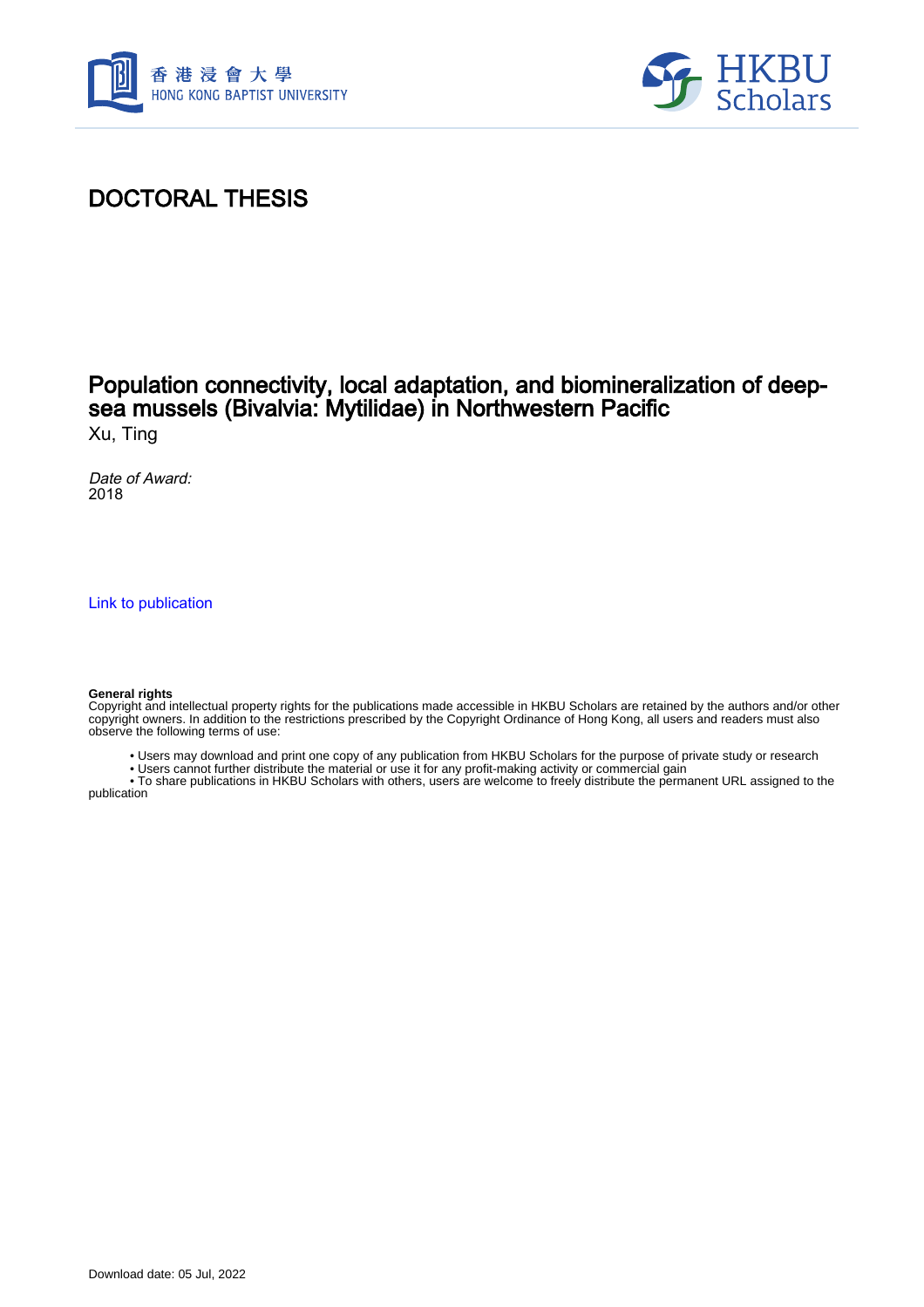# DOCTORAL THESIS

## Population connectivity, local adaptation, and biomineralization of deep-sea mussels (Bivalvia: Mytilidae) in Northwestern Pacific

Xu, Ting

*Date of Award:*
2018

Link to publication

**General rights**
Copyright and intellectual property rights for the publications made accessible in HKBU Scholars are retained by the authors and/or other copyright owners. In addition to the restrictions prescribed by the Copyright Ordinance of Hong Kong, all users and readers must also observe the following terms of use:

- Users may download and print one copy of any publication from HKBU Scholars for the purpose of private study or research
- Users cannot further distribute the material or use it for any profit-making activity or commercial gain
- To share publications in HKBU Scholars with others, users are welcome to freely distribute the permanent URL assigned to the publication

Download date: 05 Jul, 2022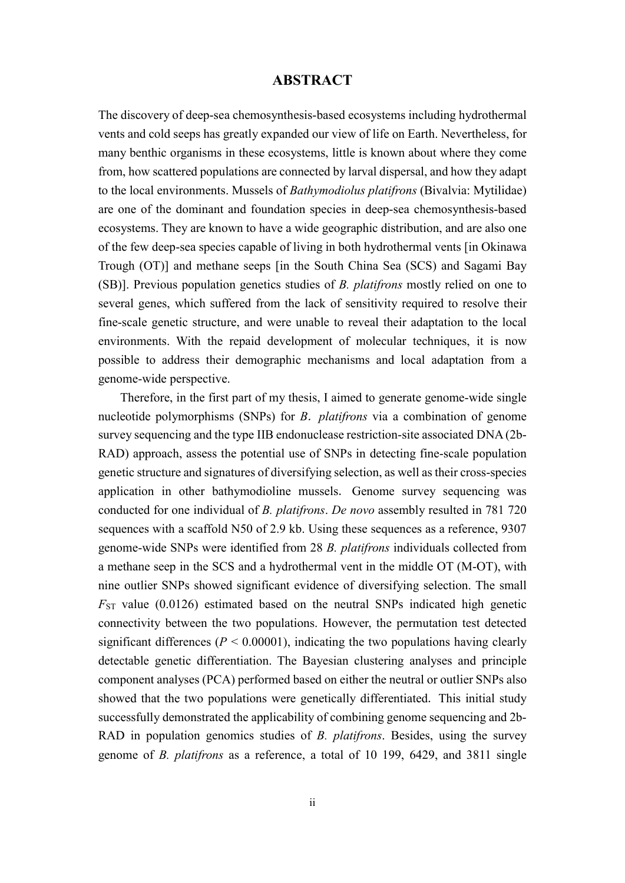# ABSTRACT

The discovery of deep-sea chemosynthesis-based ecosystems including hydrothermal vents and cold seeps has greatly expanded our view of life on Earth. Nevertheless, for many benthic organisms in these ecosystems, little is known about where they come from, how scattered populations are connected by larval dispersal, and how they adapt to the local environments. Mussels of *Bathymodiolus platifrons* (Bivalvia: Mytilidae) are one of the dominant and foundation species in deep-sea chemosynthesis-based ecosystems. They are known to have a wide geographic distribution, and are also one of the few deep-sea species capable of living in both hydrothermal vents [in Okinawa Trough (OT)] and methane seeps [in the South China Sea (SCS) and Sagami Bay (SB)]. Previous population genetics studies of *B. platifrons* mostly relied on one to several genes, which suffered from the lack of sensitivity required to resolve their fine-scale genetic structure, and were unable to reveal their adaptation to the local environments. With the repaid development of molecular techniques, it is now possible to address their demographic mechanisms and local adaptation from a genome-wide perspective.

Therefore, in the first part of my thesis, I aimed to generate genome-wide single nucleotide polymorphisms (SNPs) for *B. platifrons* via a combination of genome survey sequencing and the type IIB endonuclease restriction-site associated DNA (2b-RAD) approach, assess the potential use of SNPs in detecting fine-scale population genetic structure and signatures of diversifying selection, as well as their cross-species application in other bathymodioline mussels. Genome survey sequencing was conducted for one individual of *B. platifrons*. *De novo* assembly resulted in 781 720 sequences with a scaffold N50 of 2.9 kb. Using these sequences as a reference, 9307 genome-wide SNPs were identified from 28 *B. platifrons* individuals collected from a methane seep in the SCS and a hydrothermal vent in the middle OT (M-OT), with nine outlier SNPs showed significant evidence of diversifying selection. The small $F_{ST}$ value (0.0126) estimated based on the neutral SNPs indicated high genetic connectivity between the two populations. However, the permutation test detected significant differences ($P < 0.00001$), indicating the two populations having clearly detectable genetic differentiation. The Bayesian clustering analyses and principle component analyses (PCA) performed based on either the neutral or outlier SNPs also showed that the two populations were genetically differentiated. This initial study successfully demonstrated the applicability of combining genome sequencing and 2b-RAD in population genomics studies of *B. platifrons*. Besides, using the survey genome of *B. platifrons* as a reference, a total of 10 199, 6429, and 3811 single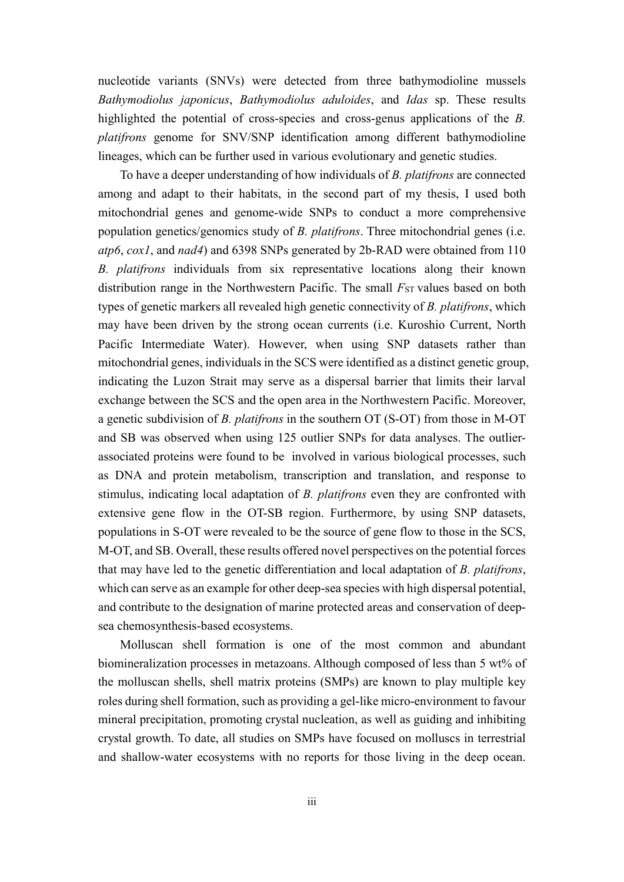nucleotide variants (SNVs) were detected from three bathymodioline mussels *Bathymodiolus japonicus*, *Bathymodiolus aduloides*, and *Idas* sp. These results highlighted the potential of cross-species and cross-genus applications of the *B. platifrons* genome for SNV/SNP identification among different bathymodioline lineages, which can be further used in various evolutionary and genetic studies.

To have a deeper understanding of how individuals of *B. platifrons* are connected among and adapt to their habitats, in the second part of my thesis, I used both mitochondrial genes and genome-wide SNPs to conduct a more comprehensive population genetics/genomics study of *B. platifrons*. Three mitochondrial genes (i.e. *atp6*, *cox1*, and *nad4*) and 6398 SNPs generated by 2b-RAD were obtained from 110 *B. platifrons* individuals from six representative locations along their known distribution range in the Northwestern Pacific. The small $F_{ST}$ values based on both types of genetic markers all revealed high genetic connectivity of *B. platifrons*, which may have been driven by the strong ocean currents (i.e. Kuroshio Current, North Pacific Intermediate Water). However, when using SNP datasets rather than mitochondrial genes, individuals in the SCS were identified as a distinct genetic group, indicating the Luzon Strait may serve as a dispersal barrier that limits their larval exchange between the SCS and the open area in the Northwestern Pacific. Moreover, a genetic subdivision of *B. platifrons* in the southern OT (S-OT) from those in M-OT and SB was observed when using 125 outlier SNPs for data analyses. The outlier-associated proteins were found to be involved in various biological processes, such as DNA and protein metabolism, transcription and translation, and response to stimulus, indicating local adaptation of *B. platifrons* even they are confronted with extensive gene flow in the OT-SB region. Furthermore, by using SNP datasets, populations in S-OT were revealed to be the source of gene flow to those in the SCS, M-OT, and SB. Overall, these results offered novel perspectives on the potential forces that may have led to the genetic differentiation and local adaptation of *B. platifrons*, which can serve as an example for other deep-sea species with high dispersal potential, and contribute to the designation of marine protected areas and conservation of deep-sea chemosynthesis-based ecosystems.

Molluscan shell formation is one of the most common and abundant biomineralization processes in metazoans. Although composed of less than 5 wt% of the molluscan shells, shell matrix proteins (SMPs) are known to play multiple key roles during shell formation, such as providing a gel-like micro-environment to favour mineral precipitation, promoting crystal nucleation, as well as guiding and inhibiting crystal growth. To date, all studies on SMPs have focused on molluscs in terrestrial and shallow-water ecosystems with no reports for those living in the deep ocean.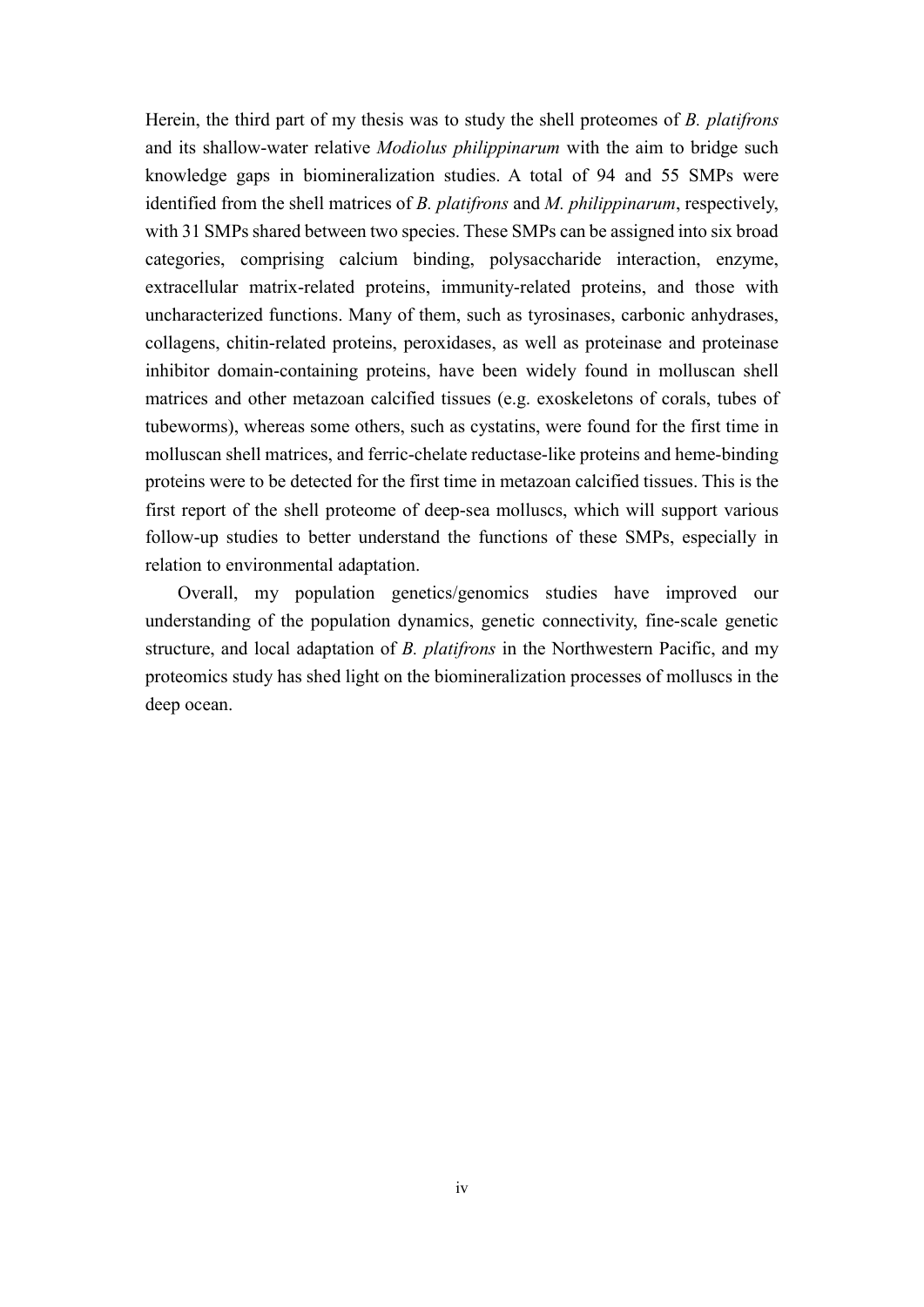Herein, the third part of my thesis was to study the shell proteomes of *B. platifrons* and its shallow-water relative *Modiolus philippinarum* with the aim to bridge such knowledge gaps in biomineralization studies. A total of 94 and 55 SMPs were identified from the shell matrices of *B. platifrons* and *M. philippinarum*, respectively, with 31 SMPs shared between two species. These SMPs can be assigned into six broad categories, comprising calcium binding, polysaccharide interaction, enzyme, extracellular matrix-related proteins, immunity-related proteins, and those with uncharacterized functions. Many of them, such as tyrosinases, carbonic anhydrases, collagens, chitin-related proteins, peroxidases, as well as proteinase and proteinase inhibitor domain-containing proteins, have been widely found in molluscan shell matrices and other metazoan calcified tissues (e.g. exoskeletons of corals, tubes of tubeworms), whereas some others, such as cystatins, were found for the first time in molluscan shell matrices, and ferric-chelate reductase-like proteins and heme-binding proteins were to be detected for the first time in metazoan calcified tissues. This is the first report of the shell proteome of deep-sea molluscs, which will support various follow-up studies to better understand the functions of these SMPs, especially in relation to environmental adaptation.

Overall, my population genetics/genomics studies have improved our understanding of the population dynamics, genetic connectivity, fine-scale genetic structure, and local adaptation of *B. platifrons* in the Northwestern Pacific, and my proteomics study has shed light on the biomineralization processes of molluscs in the deep ocean.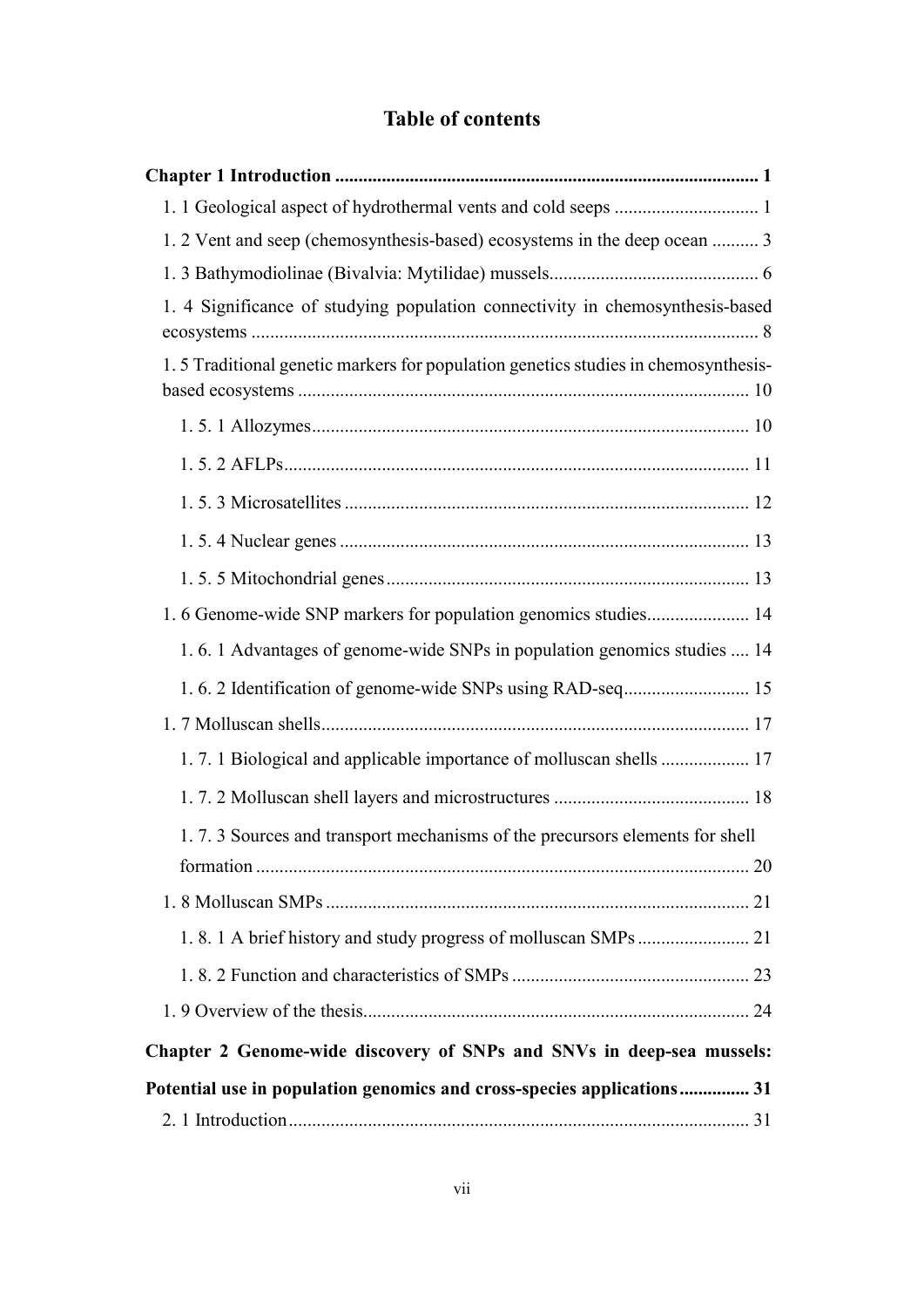# Table of contents

**Chapter 1 Introduction .......................................................................................... 1**

1. 1 Geological aspect of hydrothermal vents and cold seeps ............................... 1

1. 2 Vent and seep (chemosynthesis-based) ecosystems in the deep ocean .......... 3

1. 3 Bathymodiolinae (Bivalvia: Mytilidae) mussels............................................. 6

1. 4 Significance of studying population connectivity in chemosynthesis-based ecosystems ........................................................................................................... 8

1. 5 Traditional genetic markers for population genetics studies in chemosynthesis-based ecosystems ............................................................................................... 10

1. 5. 1 Allozymes............................................................................................. 10

1. 5. 2 AFLPs................................................................................................... 11

1. 5. 3 Microsatellites ...................................................................................... 12

1. 5. 4 Nuclear genes ....................................................................................... 13

1. 5. 5 Mitochondrial genes............................................................................. 13

1. 6 Genome-wide SNP markers for population genomics studies...................... 14

1. 6. 1 Advantages of genome-wide SNPs in population genomics studies .... 14

1. 6. 2 Identification of genome-wide SNPs using RAD-seq........................... 15

1. 7 Molluscan shells........................................................................................... 17

1. 7. 1 Biological and applicable importance of molluscan shells ................... 17

1. 7. 2 Molluscan shell layers and microstructures .......................................... 18

1. 7. 3 Sources and transport mechanisms of the precursors elements for shell formation ......................................................................................................... 20

1. 8 Molluscan SMPs .......................................................................................... 21

1. 8. 1 A brief history and study progress of molluscan SMPs ........................ 21

1. 8. 2 Function and characteristics of SMPs ................................................... 23

1. 9 Overview of the thesis.................................................................................. 24

**Chapter 2 Genome-wide discovery of SNPs and SNVs in deep-sea mussels: Potential use in population genomics and cross-species applications............... 31**

2. 1 Introduction.................................................................................................. 31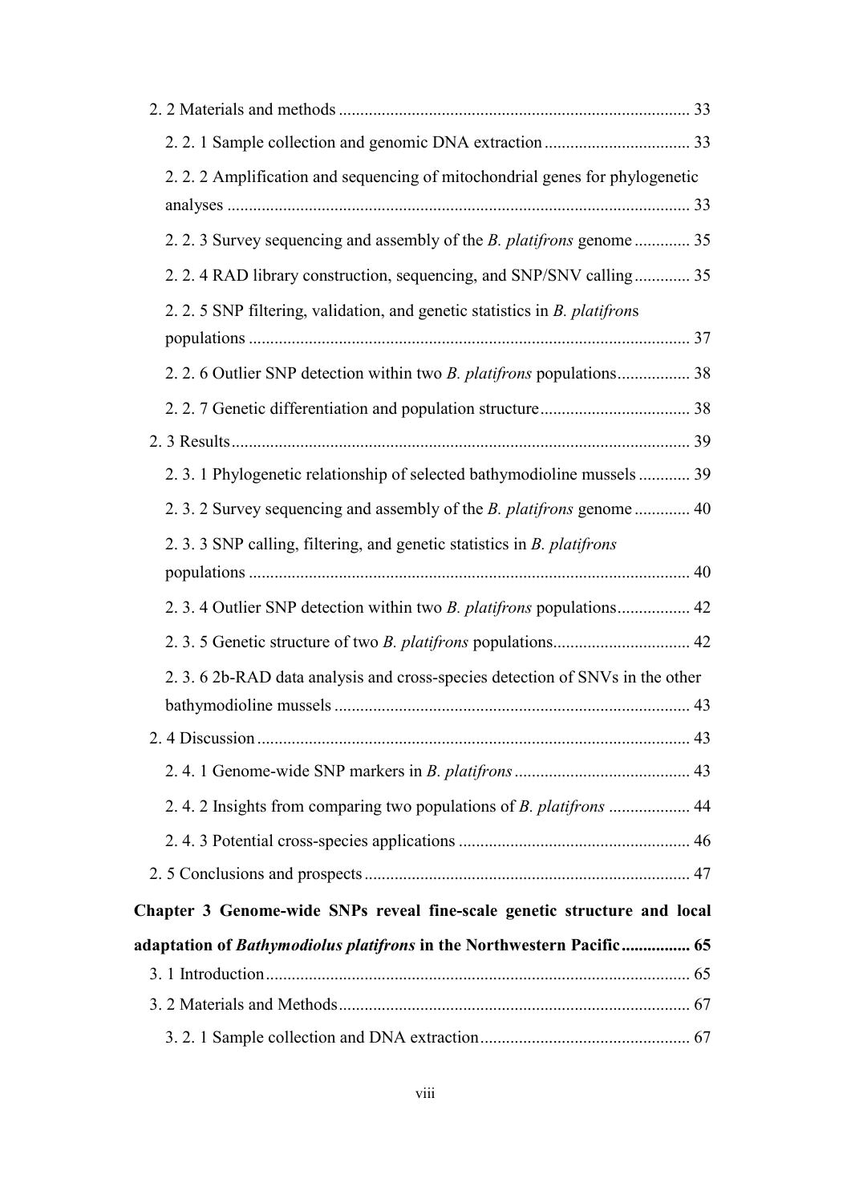2. 2 Materials and methods ................................................................................ 33

2. 2. 1 Sample collection and genomic DNA extraction .................................. 33

2. 2. 2 Amplification and sequencing of mitochondrial genes for phylogenetic analyses ........................................................................................................... 33

2. 2. 3 Survey sequencing and assembly of the *B. platifrons* genome ............. 35

2. 2. 4 RAD library construction, sequencing, and SNP/SNV calling ............. 35

2. 2. 5 SNP filtering, validation, and genetic statistics in *B. platifron*s populations ...................................................................................................... 37

2. 2. 6 Outlier SNP detection within two *B. platifrons* populations................. 38

2. 2. 7 Genetic differentiation and population structure ................................... 38

2. 3 Results .......................................................................................................... 39

2. 3. 1 Phylogenetic relationship of selected bathymodioline mussels ............ 39

2. 3. 2 Survey sequencing and assembly of the *B. platifrons* genome ............. 40

2. 3. 3 SNP calling, filtering, and genetic statistics in *B. platifrons* populations ...................................................................................................... 40

2. 3. 4 Outlier SNP detection within two *B. platifrons* populations................. 42

2. 3. 5 Genetic structure of two *B. platifrons* populations................................ 42

2. 3. 6 2b-RAD data analysis and cross-species detection of SNVs in the other bathymodioline mussels .................................................................................. 43

2. 4 Discussion .................................................................................................... 43

2. 4. 1 Genome-wide SNP markers in *B. platifrons* ......................................... 43

2. 4. 2 Insights from comparing two populations of *B. platifrons* ................... 44

2. 4. 3 Potential cross-species applications ...................................................... 46

2. 5 Conclusions and prospects ........................................................................... 47

**Chapter 3 Genome-wide SNPs reveal fine-scale genetic structure and local adaptation of *Bathymodiolus platifrons* in the Northwestern Pacific ................ 65**

3. 1 Introduction .................................................................................................. 65

3. 2 Materials and Methods ................................................................................. 67

3. 2. 1 Sample collection and DNA extraction ................................................. 67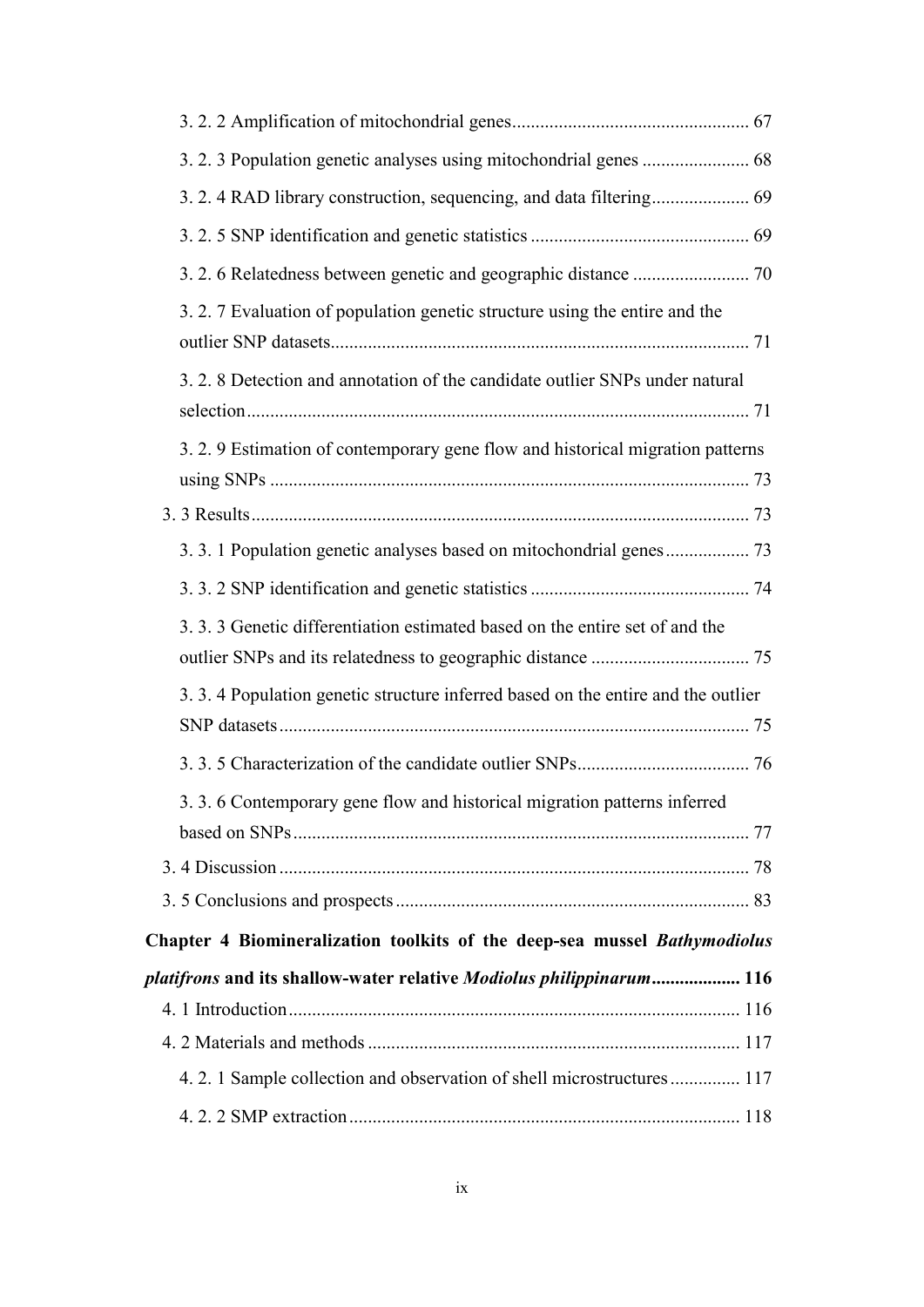3. 2. 2 Amplification of mitochondrial genes .................................................. 67

3. 2. 3 Population genetic analyses using mitochondrial genes ....................... 68

3. 2. 4 RAD library construction, sequencing, and data filtering ..................... 69

3. 2. 5 SNP identification and genetic statistics ............................................... 69

3. 2. 6 Relatedness between genetic and geographic distance ......................... 70

3. 2. 7 Evaluation of population genetic structure using the entire and the outlier SNP datasets ........................................................................................... 71

3. 2. 8 Detection and annotation of the candidate outlier SNPs under natural selection ........................................................................................................... 71

3. 2. 9 Estimation of contemporary gene flow and historical migration patterns using SNPs ....................................................................................................... 73

3. 3 Results .......................................................................................................... 73

3. 3. 1 Population genetic analyses based on mitochondrial genes .................. 73

3. 3. 2 SNP identification and genetic statistics ............................................... 74

3. 3. 3 Genetic differentiation estimated based on the entire set of and the outlier SNPs and its relatedness to geographic distance .................................. 75

3. 3. 4 Population genetic structure inferred based on the entire and the outlier SNP datasets ..................................................................................................... 75

3. 3. 5 Characterization of the candidate outlier SNPs ..................................... 76

3. 3. 6 Contemporary gene flow and historical migration patterns inferred based on SNPs ................................................................................................. 77

3. 4 Discussion .................................................................................................... 78

3. 5 Conclusions and prospects ........................................................................... 83

**Chapter 4 Biomineralization toolkits of the deep-sea mussel *Bathymodiolus platifrons* and its shallow-water relative *Modiolus philippinarum* .................. 116**

4. 1 Introduction ................................................................................................ 116

4. 2 Materials and methods ............................................................................... 117

4. 2. 1 Sample collection and observation of shell microstructures ............... 117

4. 2. 2 SMP extraction ................................................................................... 118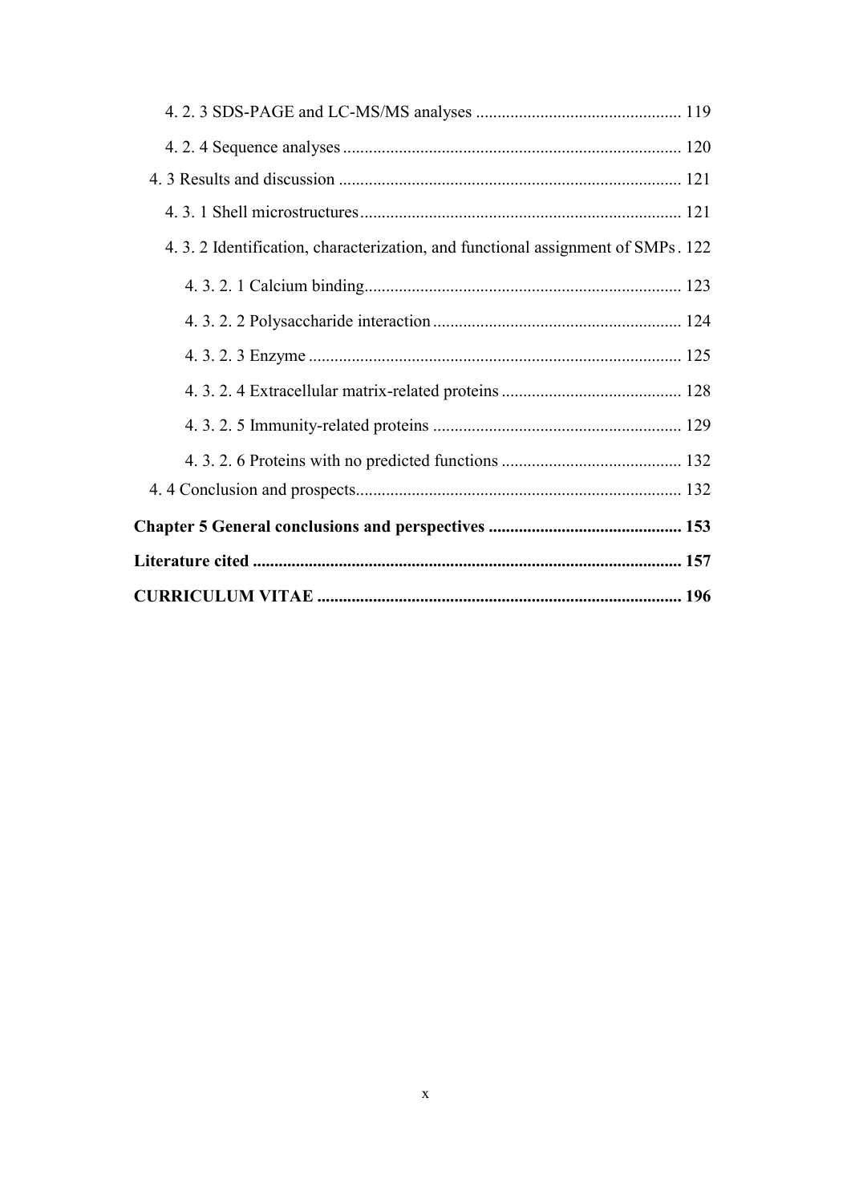4. 2. 3 SDS-PAGE and LC-MS/MS analyses ............................................... 119

4. 2. 4 Sequence analyses ............................................................................. 120

4. 3 Results and discussion ............................................................................... 121

4. 3. 1 Shell microstructures .......................................................................... 121

4. 3. 2 Identification, characterization, and functional assignment of SMPs . 122

4. 3. 2. 1 Calcium binding ......................................................................... 123

4. 3. 2. 2 Polysaccharide interaction ......................................................... 124

4. 3. 2. 3 Enzyme ...................................................................................... 125

4. 3. 2. 4 Extracellular matrix-related proteins .......................................... 128

4. 3. 2. 5 Immunity-related proteins .......................................................... 129

4. 3. 2. 6 Proteins with no predicted functions .......................................... 132

4. 4 Conclusion and prospects ........................................................................... 132

**Chapter 5 General conclusions and perspectives ............................................ 153**

**Literature cited .................................................................................................. 157**

**CURRICULUM VITAE ................................................................................... 196**